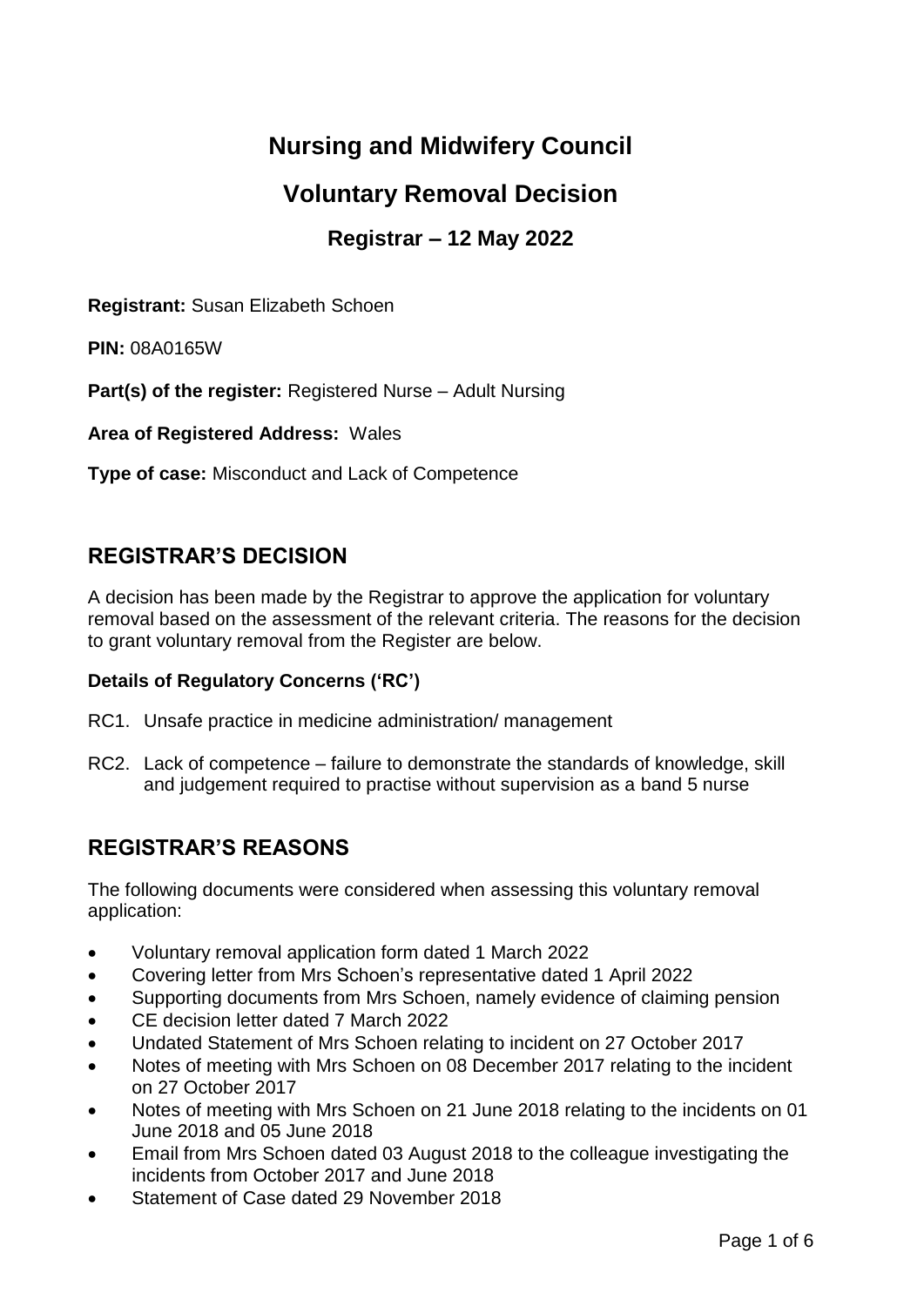# Nursing and Midwifery Council

## Voluntary Removal Decision

### Registrar – 12 May 2022

**Registrant:** Susan Elizabeth Schoen

**PIN:** 08A0165W

**Part(s) of the register:** Registered Nurse – Adult Nursing

**Area of Registered Address:** Wales

**Type of case:** Misconduct and Lack of Competence

## REGISTRAR'S DECISION

A decision has been made by the Registrar to approve the application for voluntary removal based on the assessment of the relevant criteria. The reasons for the decision to grant voluntary removal from the Register are below.

**Details of Regulatory Concerns ('RC')**

RC1. Unsafe practice in medicine administration/ management

RC2. Lack of competence – failure to demonstrate the standards of knowledge, skill and judgement required to practise without supervision as a band 5 nurse

## REGISTRAR'S REASONS

The following documents were considered when assessing this voluntary removal application:

- Voluntary removal application form dated 1 March 2022
- Covering letter from Mrs Schoen's representative dated 1 April 2022
- Supporting documents from Mrs Schoen, namely evidence of claiming pension
- CE decision letter dated 7 March 2022
- Undated Statement of Mrs Schoen relating to incident on 27 October 2017
- Notes of meeting with Mrs Schoen on 08 December 2017 relating to the incident on 27 October 2017
- Notes of meeting with Mrs Schoen on 21 June 2018 relating to the incidents on 01 June 2018 and 05 June 2018
- Email from Mrs Schoen dated 03 August 2018 to the colleague investigating the incidents from October 2017 and June 2018
- Statement of Case dated 29 November 2018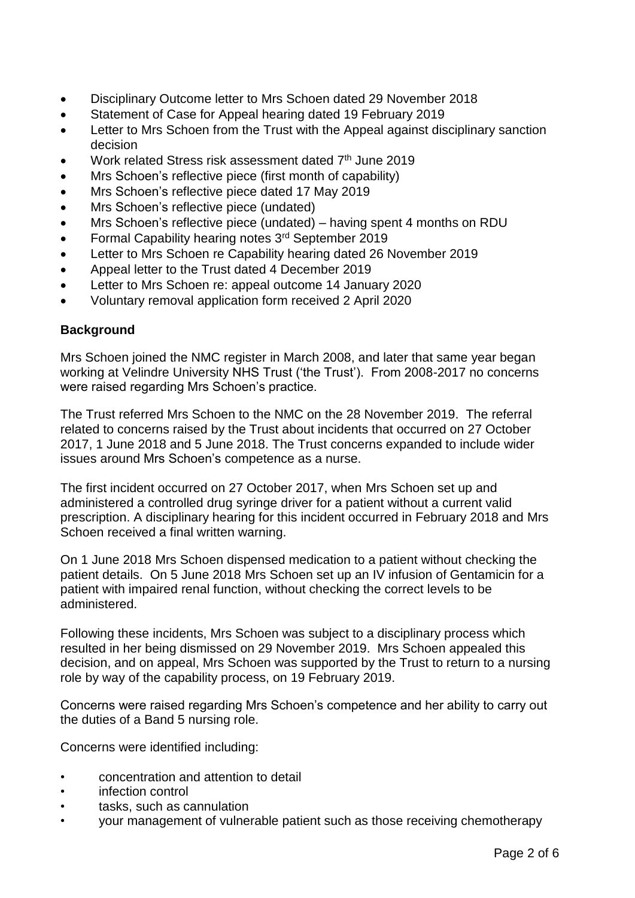- Disciplinary Outcome letter to Mrs Schoen dated 29 November 2018
- Statement of Case for Appeal hearing dated 19 February 2019
- Letter to Mrs Schoen from the Trust with the Appeal against disciplinary sanction decision
- Work related Stress risk assessment dated 7th June 2019
- Mrs Schoen's reflective piece (first month of capability)
- Mrs Schoen's reflective piece dated 17 May 2019
- Mrs Schoen's reflective piece (undated)
- Mrs Schoen's reflective piece (undated) – having spent 4 months on RDU
- Formal Capability hearing notes 3rd September 2019
- Letter to Mrs Schoen re Capability hearing dated 26 November 2019
- Appeal letter to the Trust dated 4 December 2019
- Letter to Mrs Schoen re: appeal outcome 14 January 2020
- Voluntary removal application form received 2 April 2020

**Background**

Mrs Schoen joined the NMC register in March 2008, and later that same year began working at Velindre University NHS Trust ('the Trust'). From 2008-2017 no concerns were raised regarding Mrs Schoen's practice.

The Trust referred Mrs Schoen to the NMC on the 28 November 2019. The referral related to concerns raised by the Trust about incidents that occurred on 27 October 2017, 1 June 2018 and 5 June 2018. The Trust concerns expanded to include wider issues around Mrs Schoen's competence as a nurse.

The first incident occurred on 27 October 2017, when Mrs Schoen set up and administered a controlled drug syringe driver for a patient without a current valid prescription. A disciplinary hearing for this incident occurred in February 2018 and Mrs Schoen received a final written warning.

On 1 June 2018 Mrs Schoen dispensed medication to a patient without checking the patient details. On 5 June 2018 Mrs Schoen set up an IV infusion of Gentamicin for a patient with impaired renal function, without checking the correct levels to be administered.

Following these incidents, Mrs Schoen was subject to a disciplinary process which resulted in her being dismissed on 29 November 2019. Mrs Schoen appealed this decision, and on appeal, Mrs Schoen was supported by the Trust to return to a nursing role by way of the capability process, on 19 February 2019.

Concerns were raised regarding Mrs Schoen's competence and her ability to carry out the duties of a Band 5 nursing role.

Concerns were identified including:

- concentration and attention to detail
- infection control
- tasks, such as cannulation
- your management of vulnerable patient such as those receiving chemotherapy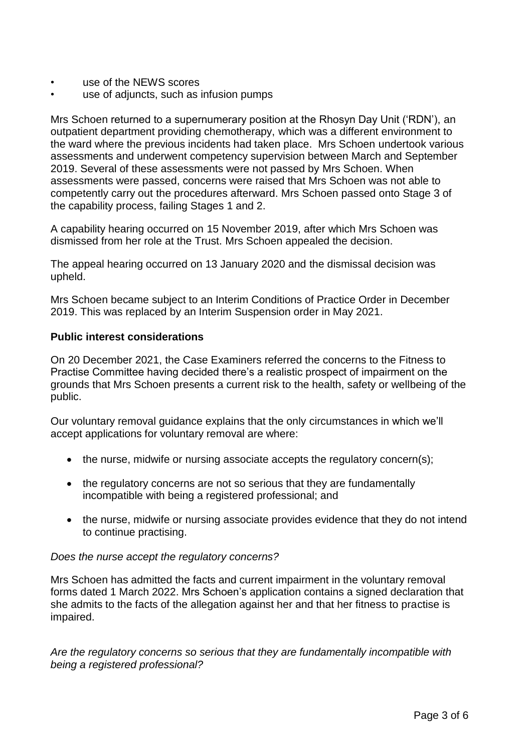- use of the NEWS scores
- use of adjuncts, such as infusion pumps

Mrs Schoen returned to a supernumerary position at the Rhosyn Day Unit ('RDN'), an outpatient department providing chemotherapy, which was a different environment to the ward where the previous incidents had taken place. Mrs Schoen undertook various assessments and underwent competency supervision between March and September 2019. Several of these assessments were not passed by Mrs Schoen. When assessments were passed, concerns were raised that Mrs Schoen was not able to competently carry out the procedures afterward. Mrs Schoen passed onto Stage 3 of the capability process, failing Stages 1 and 2.

A capability hearing occurred on 15 November 2019, after which Mrs Schoen was dismissed from her role at the Trust. Mrs Schoen appealed the decision.

The appeal hearing occurred on 13 January 2020 and the dismissal decision was upheld.

Mrs Schoen became subject to an Interim Conditions of Practice Order in December 2019. This was replaced by an Interim Suspension order in May 2021.

**Public interest considerations**

On 20 December 2021, the Case Examiners referred the concerns to the Fitness to Practise Committee having decided there's a realistic prospect of impairment on the grounds that Mrs Schoen presents a current risk to the health, safety or wellbeing of the public.

Our voluntary removal guidance explains that the only circumstances in which we'll accept applications for voluntary removal are where:

- the nurse, midwife or nursing associate accepts the regulatory concern(s);
- the regulatory concerns are not so serious that they are fundamentally incompatible with being a registered professional; and
- the nurse, midwife or nursing associate provides evidence that they do not intend to continue practising.

*Does the nurse accept the regulatory concerns?*

Mrs Schoen has admitted the facts and current impairment in the voluntary removal forms dated 1 March 2022. Mrs Schoen's application contains a signed declaration that she admits to the facts of the allegation against her and that her fitness to practise is impaired.

*Are the regulatory concerns so serious that they are fundamentally incompatible with being a registered professional?*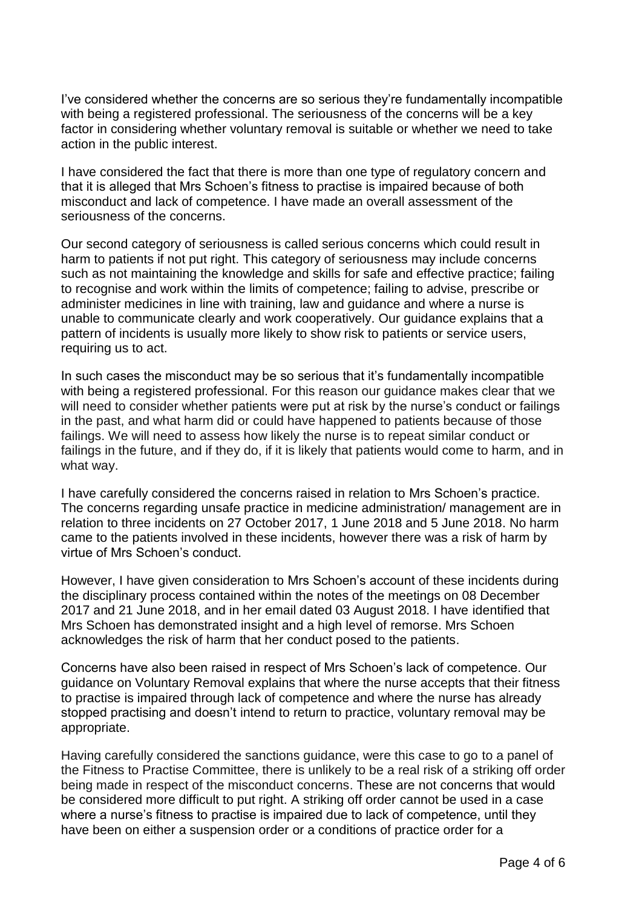I've considered whether the concerns are so serious they're fundamentally incompatible with being a registered professional. The seriousness of the concerns will be a key factor in considering whether voluntary removal is suitable or whether we need to take action in the public interest.

I have considered the fact that there is more than one type of regulatory concern and that it is alleged that Mrs Schoen's fitness to practise is impaired because of both misconduct and lack of competence. I have made an overall assessment of the seriousness of the concerns.

Our second category of seriousness is called serious concerns which could result in harm to patients if not put right. This category of seriousness may include concerns such as not maintaining the knowledge and skills for safe and effective practice; failing to recognise and work within the limits of competence; failing to advise, prescribe or administer medicines in line with training, law and guidance and where a nurse is unable to communicate clearly and work cooperatively. Our guidance explains that a pattern of incidents is usually more likely to show risk to patients or service users, requiring us to act.

In such cases the misconduct may be so serious that it's fundamentally incompatible with being a registered professional. For this reason our guidance makes clear that we will need to consider whether patients were put at risk by the nurse's conduct or failings in the past, and what harm did or could have happened to patients because of those failings. We will need to assess how likely the nurse is to repeat similar conduct or failings in the future, and if they do, if it is likely that patients would come to harm, and in what way.

I have carefully considered the concerns raised in relation to Mrs Schoen's practice. The concerns regarding unsafe practice in medicine administration/ management are in relation to three incidents on 27 October 2017, 1 June 2018 and 5 June 2018. No harm came to the patients involved in these incidents, however there was a risk of harm by virtue of Mrs Schoen's conduct.

However, I have given consideration to Mrs Schoen's account of these incidents during the disciplinary process contained within the notes of the meetings on 08 December 2017 and 21 June 2018, and in her email dated 03 August 2018. I have identified that Mrs Schoen has demonstrated insight and a high level of remorse. Mrs Schoen acknowledges the risk of harm that her conduct posed to the patients.

Concerns have also been raised in respect of Mrs Schoen's lack of competence. Our guidance on Voluntary Removal explains that where the nurse accepts that their fitness to practise is impaired through lack of competence and where the nurse has already stopped practising and doesn't intend to return to practice, voluntary removal may be appropriate.

Having carefully considered the sanctions guidance, were this case to go to a panel of the Fitness to Practise Committee, there is unlikely to be a real risk of a striking off order being made in respect of the misconduct concerns. These are not concerns that would be considered more difficult to put right. A striking off order cannot be used in a case where a nurse's fitness to practise is impaired due to lack of competence, until they have been on either a suspension order or a conditions of practice order for a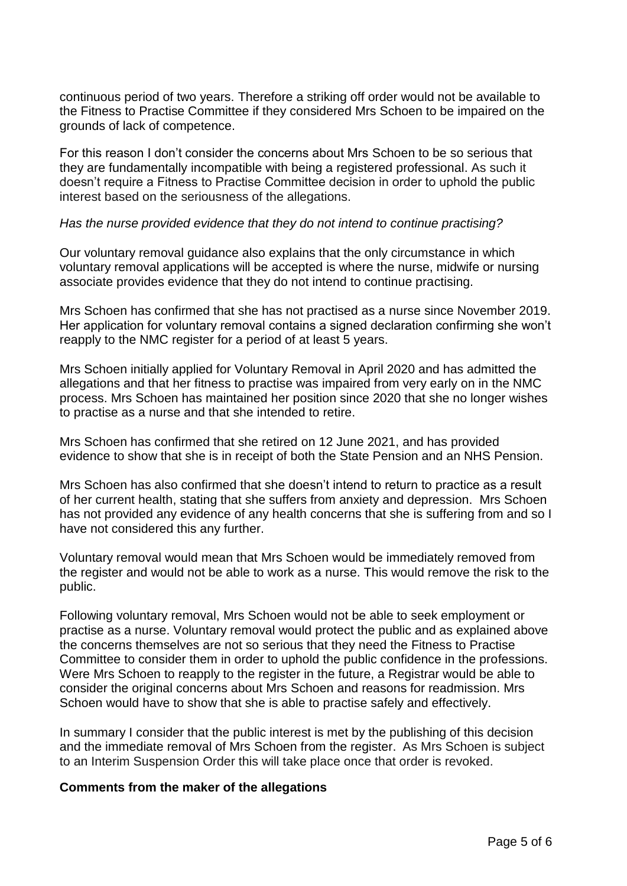continuous period of two years. Therefore a striking off order would not be available to the Fitness to Practise Committee if they considered Mrs Schoen to be impaired on the grounds of lack of competence.

For this reason I don't consider the concerns about Mrs Schoen to be so serious that they are fundamentally incompatible with being a registered professional. As such it doesn't require a Fitness to Practise Committee decision in order to uphold the public interest based on the seriousness of the allegations.

*Has the nurse provided evidence that they do not intend to continue practising?*

Our voluntary removal guidance also explains that the only circumstance in which voluntary removal applications will be accepted is where the nurse, midwife or nursing associate provides evidence that they do not intend to continue practising.

Mrs Schoen has confirmed that she has not practised as a nurse since November 2019. Her application for voluntary removal contains a signed declaration confirming she won't reapply to the NMC register for a period of at least 5 years.

Mrs Schoen initially applied for Voluntary Removal in April 2020 and has admitted the allegations and that her fitness to practise was impaired from very early on in the NMC process. Mrs Schoen has maintained her position since 2020 that she no longer wishes to practise as a nurse and that she intended to retire.

Mrs Schoen has confirmed that she retired on 12 June 2021, and has provided evidence to show that she is in receipt of both the State Pension and an NHS Pension.

Mrs Schoen has also confirmed that she doesn't intend to return to practice as a result of her current health, stating that she suffers from anxiety and depression. Mrs Schoen has not provided any evidence of any health concerns that she is suffering from and so I have not considered this any further.

Voluntary removal would mean that Mrs Schoen would be immediately removed from the register and would not be able to work as a nurse. This would remove the risk to the public.

Following voluntary removal, Mrs Schoen would not be able to seek employment or practise as a nurse. Voluntary removal would protect the public and as explained above the concerns themselves are not so serious that they need the Fitness to Practise Committee to consider them in order to uphold the public confidence in the professions. Were Mrs Schoen to reapply to the register in the future, a Registrar would be able to consider the original concerns about Mrs Schoen and reasons for readmission. Mrs Schoen would have to show that she is able to practise safely and effectively.

In summary I consider that the public interest is met by the publishing of this decision and the immediate removal of Mrs Schoen from the register. As Mrs Schoen is subject to an Interim Suspension Order this will take place once that order is revoked.

**Comments from the maker of the allegations**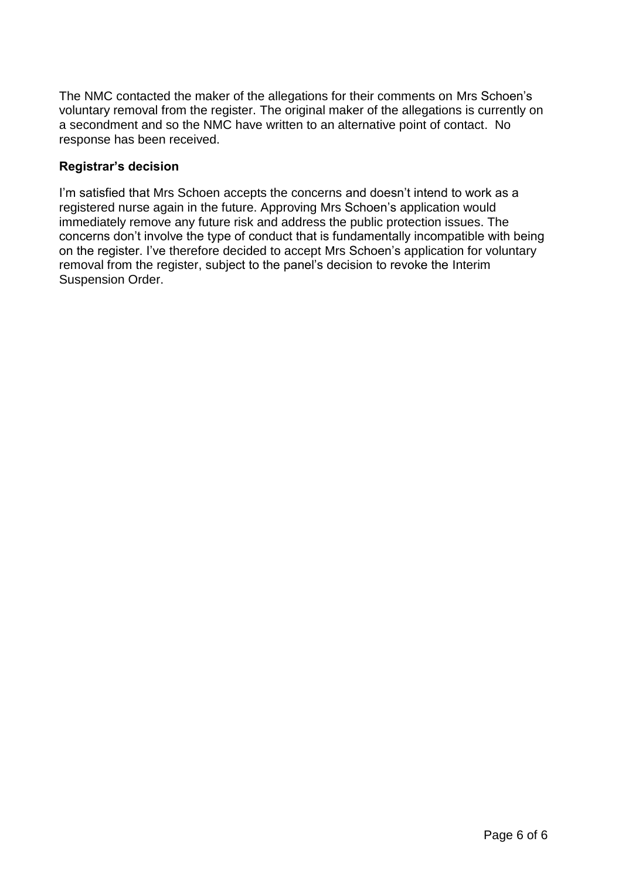The NMC contacted the maker of the allegations for their comments on Mrs Schoen's voluntary removal from the register. The original maker of the allegations is currently on a secondment and so the NMC have written to an alternative point of contact. No response has been received.

**Registrar's decision**

I'm satisfied that Mrs Schoen accepts the concerns and doesn't intend to work as a registered nurse again in the future. Approving Mrs Schoen's application would immediately remove any future risk and address the public protection issues. The concerns don't involve the type of conduct that is fundamentally incompatible with being on the register. I've therefore decided to accept Mrs Schoen's application for voluntary removal from the register, subject to the panel's decision to revoke the Interim Suspension Order.